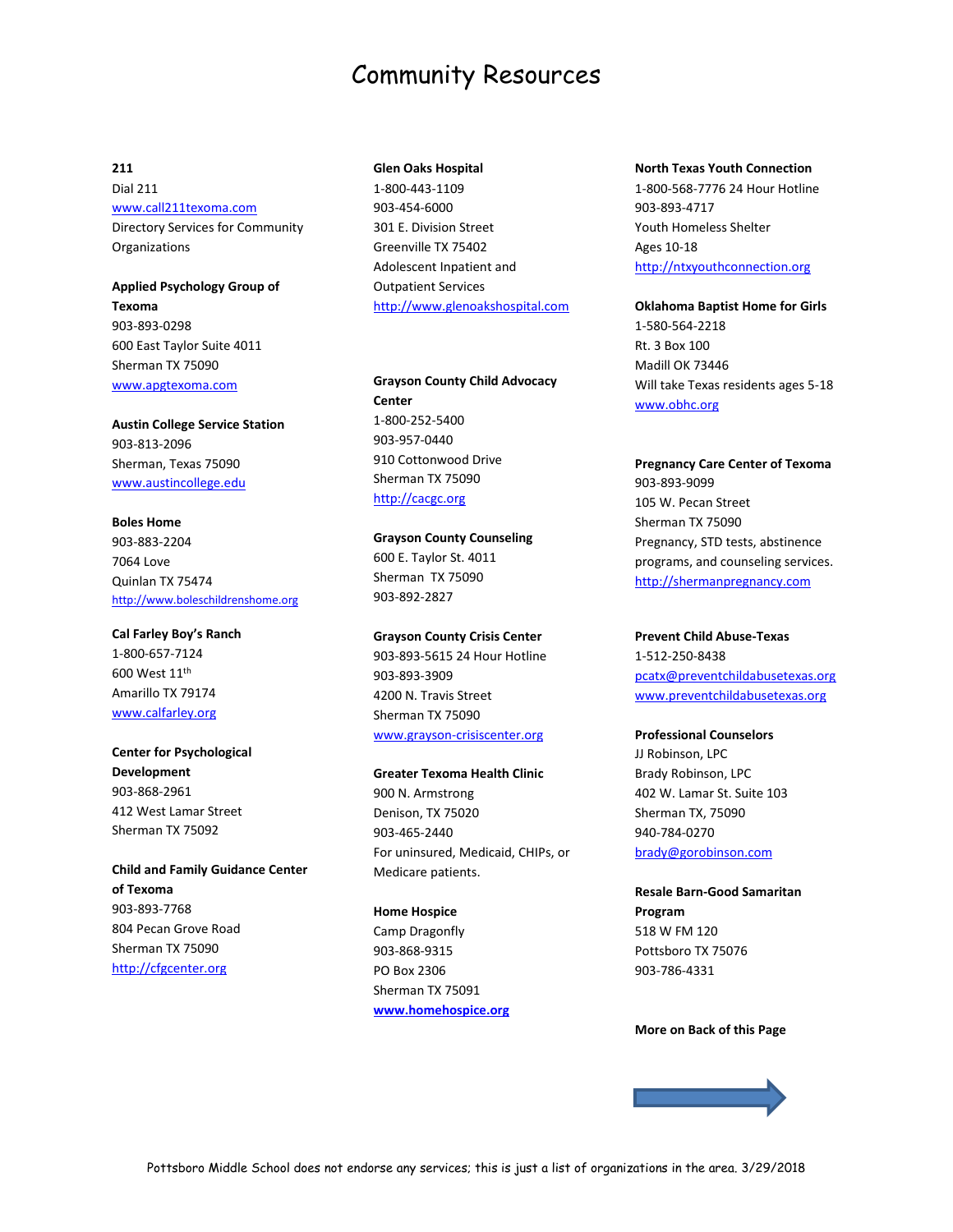# Community Resources

**211**
Dial 211
www.call211texoma.com
Directory Services for Community Organizations

**Applied Psychology Group of Texoma**
903-893-0298
600 East Taylor Suite 4011
Sherman TX 75090
www.apgtexoma.com

**Austin College Service Station**
903-813-2096
Sherman, Texas 75090
www.austincollege.edu

**Boles Home**
903-883-2204
7064 Love
Quinlan TX 75474
http://www.boleschildrenshome.org

**Cal Farley Boy's Ranch**
1-800-657-7124
600 West 11th
Amarillo TX 79174
www.calfarley.org

**Center for Psychological Development**
903-868-2961
412 West Lamar Street
Sherman TX 75092

**Child and Family Guidance Center of Texoma**
903-893-7768
804 Pecan Grove Road
Sherman TX 75090
http://cfgcenter.org

**Glen Oaks Hospital**
1-800-443-1109
903-454-6000
301 E. Division Street
Greenville TX 75402
Adolescent Inpatient and Outpatient Services
http://www.glenoakshospital.com

**Grayson County Child Advocacy Center**
1-800-252-5400
903-957-0440
910 Cottonwood Drive
Sherman TX 75090
http://cacgc.org

**Grayson County Counseling**
600 E. Taylor St. 4011
Sherman TX 75090
903-892-2827

**Grayson County Crisis Center**
903-893-5615 24 Hour Hotline
903-893-3909
4200 N. Travis Street
Sherman TX 75090
www.grayson-crisiscenter.org

**Greater Texoma Health Clinic**
900 N. Armstrong
Denison, TX 75020
903-465-2440
For uninsured, Medicaid, CHIPs, or Medicare patients.

**Home Hospice**
Camp Dragonfly
903-868-9315
PO Box 2306
Sherman TX 75091
**www.homehospice.org**

**North Texas Youth Connection**
1-800-568-7776 24 Hour Hotline
903-893-4717
Youth Homeless Shelter
Ages 10-18
http://ntxyouthconnection.org

**Oklahoma Baptist Home for Girls**
1-580-564-2218
Rt. 3 Box 100
Madill OK 73446
Will take Texas residents ages 5-18
www.obhc.org

**Pregnancy Care Center of Texoma**
903-893-9099
105 W. Pecan Street
Sherman TX 75090
Pregnancy, STD tests, abstinence programs, and counseling services.
http://shermanpregnancy.com

**Prevent Child Abuse-Texas**
1-512-250-8438
pcatx@preventchildabusetexas.org
www.preventchildabusetexas.org

**Professional Counselors**
JJ Robinson, LPC
Brady Robinson, LPC
402 W. Lamar St. Suite 103
Sherman TX, 75090
940-784-0270
brady@gorobinson.com

**Resale Barn-Good Samaritan Program**
518 W FM 120
Pottsboro TX 75076
903-786-4331

**More on Back of this Page**

Pottsboro Middle School does not endorse any services; this is just a list of organizations in the area. 3/29/2018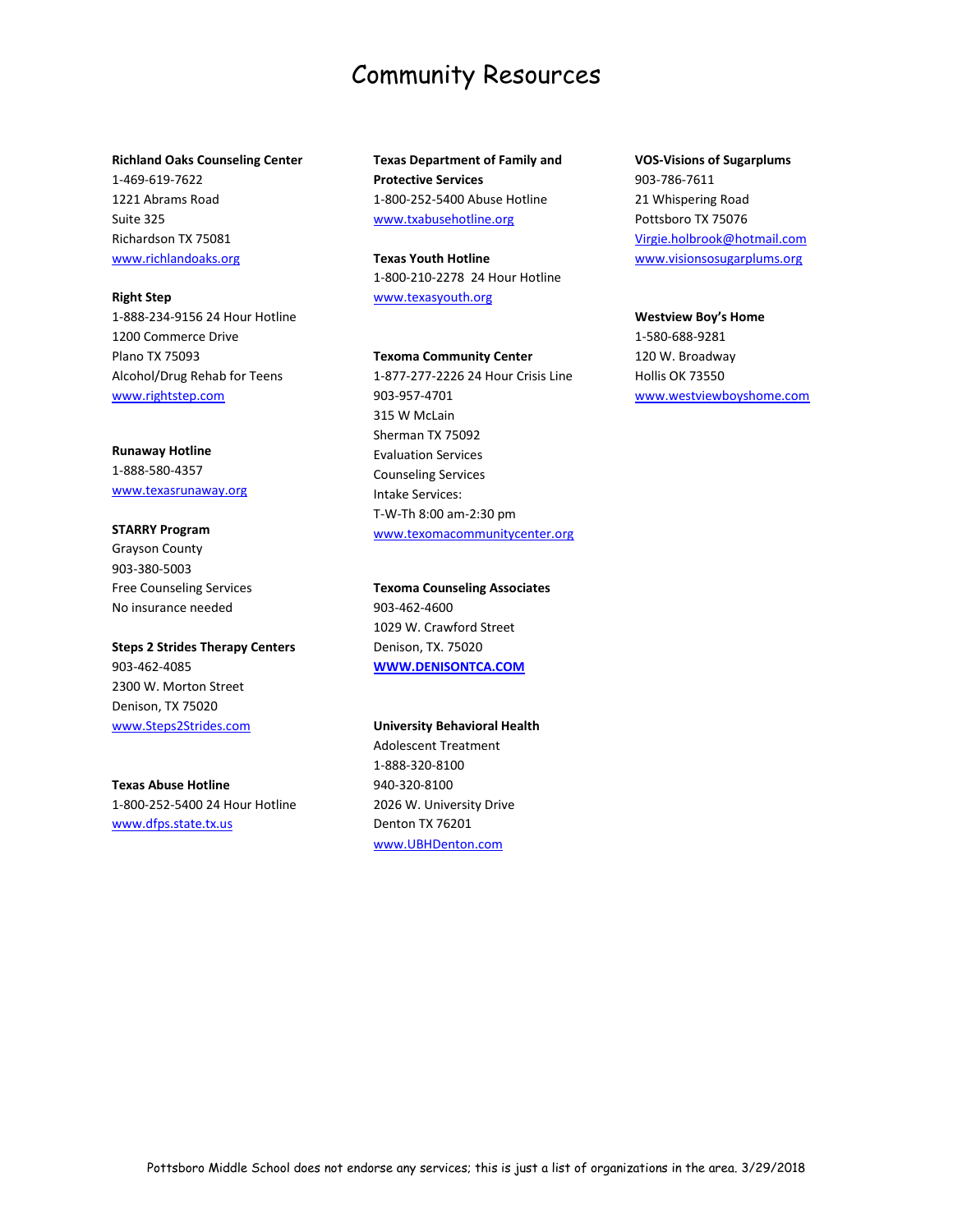# Community Resources

**Richland Oaks Counseling Center**
1-469-619-7622
1221 Abrams Road
Suite 325
Richardson TX 75081
www.richlandoaks.org

**Right Step**
1-888-234-9156 24 Hour Hotline
1200 Commerce Drive
Plano TX 75093
Alcohol/Drug Rehab for Teens
www.rightstep.com

**Runaway Hotline**
1-888-580-4357
www.texasrunaway.org

**STARRY Program**
Grayson County
903-380-5003
Free Counseling Services
No insurance needed

**Steps 2 Strides Therapy Centers**
903-462-4085
2300 W. Morton Street
Denison, TX 75020
www.Steps2Strides.com

**Texas Abuse Hotline**
1-800-252-5400 24 Hour Hotline
www.dfps.state.tx.us

**Texas Department of Family and Protective Services**
1-800-252-5400 Abuse Hotline
www.txabusehotline.org

**Texas Youth Hotline**
1-800-210-2278 24 Hour Hotline
www.texasyouth.org

**Texoma Community Center**
1-877-277-2226 24 Hour Crisis Line
903-957-4701
315 W McLain
Sherman TX 75092
Evaluation Services
Counseling Services
Intake Services:
T-W-Th 8:00 am-2:30 pm
www.texomacommunitycenter.org

**Texoma Counseling Associates**
903-462-4600
1029 W. Crawford Street
Denison, TX. 75020
**WWW.DENISONTCA.COM**

**University Behavioral Health**
Adolescent Treatment
1-888-320-8100
940-320-8100
2026 W. University Drive
Denton TX 76201
www.UBHDenton.com

**VOS-Visions of Sugarplums**
903-786-7611
21 Whispering Road
Pottsboro TX 75076
Virgie.holbrook@hotmail.com
www.visionsosugarplums.org

**Westview Boy's Home**
1-580-688-9281
120 W. Broadway
Hollis OK 73550
www.westviewboyshome.com

Pottsboro Middle School does not endorse any services; this is just a list of organizations in the area. 3/29/2018